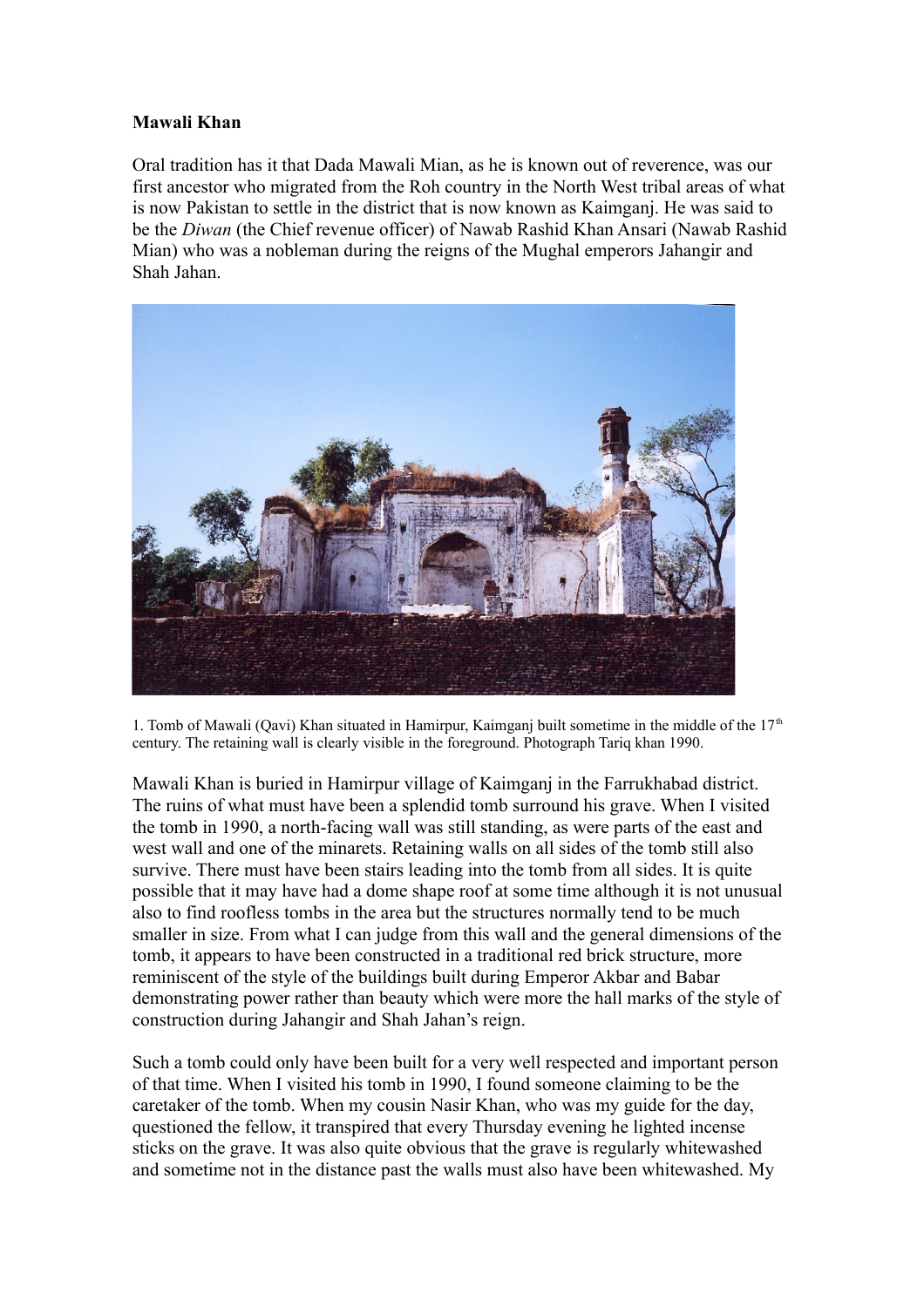**Mawali Khan**

Oral tradition has it that Dada Mawali Mian, as he is known out of reverence, was our first ancestor who migrated from the Roh country in the North West tribal areas of what is now Pakistan to settle in the district that is now known as Kaimganj. He was said to be the *Diwan* (the Chief revenue officer) of Nawab Rashid Khan Ansari (Nawab Rashid Mian) who was a nobleman during the reigns of the Mughal emperors Jahangir and Shah Jahan.

1. Tomb of Mawali (Qavi) Khan situated in Hamirpur, Kaimganj built sometime in the middle of the 17th century. The retaining wall is clearly visible in the foreground. Photograph Tariq khan 1990.

Mawali Khan is buried in Hamirpur village of Kaimganj in the Farrukhabad district. The ruins of what must have been a splendid tomb surround his grave. When I visited the tomb in 1990, a north-facing wall was still standing, as were parts of the east and west wall and one of the minarets. Retaining walls on all sides of the tomb still also survive. There must have been stairs leading into the tomb from all sides. It is quite possible that it may have had a dome shape roof at some time although it is not unusual also to find roofless tombs in the area but the structures normally tend to be much smaller in size. From what I can judge from this wall and the general dimensions of the tomb, it appears to have been constructed in a traditional red brick structure, more reminiscent of the style of the buildings built during Emperor Akbar and Babar demonstrating power rather than beauty which were more the hall marks of the style of construction during Jahangir and Shah Jahan's reign.

Such a tomb could only have been built for a very well respected and important person of that time. When I visited his tomb in 1990, I found someone claiming to be the caretaker of the tomb. When my cousin Nasir Khan, who was my guide for the day, questioned the fellow, it transpired that every Thursday evening he lighted incense sticks on the grave. It was also quite obvious that the grave is regularly whitewashed and sometime not in the distance past the walls must also have been whitewashed. My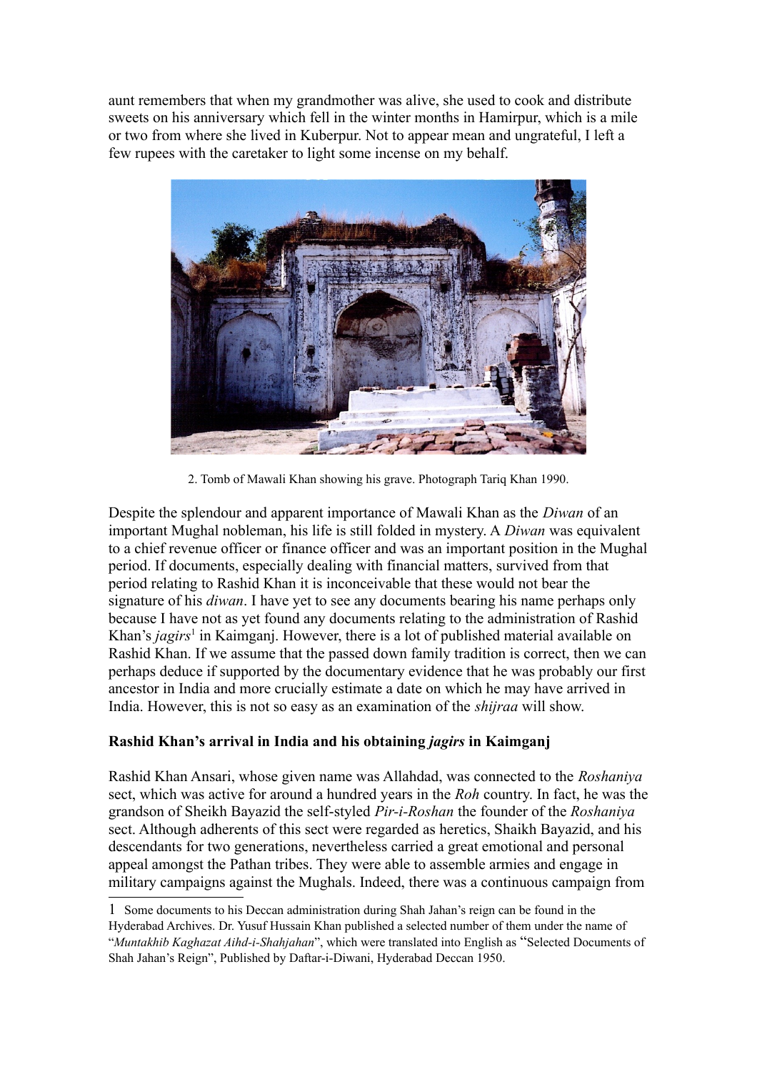aunt remembers that when my grandmother was alive, she used to cook and distribute sweets on his anniversary which fell in the winter months in Hamirpur, which is a mile or two from where she lived in Kuberpur. Not to appear mean and ungrateful, I left a few rupees with the caretaker to light some incense on my behalf.

2. Tomb of Mawali Khan showing his grave. Photograph Tariq Khan 1990.

Despite the splendour and apparent importance of Mawali Khan as the *Diwan* of an important Mughal nobleman, his life is still folded in mystery. A *Diwan* was equivalent to a chief revenue officer or finance officer and was an important position in the Mughal period. If documents, especially dealing with financial matters, survived from that period relating to Rashid Khan it is inconceivable that these would not bear the signature of his *diwan*. I have yet to see any documents bearing his name perhaps only because I have not as yet found any documents relating to the administration of Rashid Khan's *jagirs*[1] in Kaimganj. However, there is a lot of published material available on Rashid Khan. If we assume that the passed down family tradition is correct, then we can perhaps deduce if supported by the documentary evidence that he was probably our first ancestor in India and more crucially estimate a date on which he may have arrived in India. However, this is not so easy as an examination of the *shijraa* will show.

### Rashid Khan's arrival in India and his obtaining *jagirs* in Kaimganj

Rashid Khan Ansari, whose given name was Allahdad, was connected to the *Roshaniya* sect, which was active for around a hundred years in the *Roh* country. In fact, he was the grandson of Sheikh Bayazid the self-styled *Pir-i-Roshan* the founder of the *Roshaniya* sect. Although adherents of this sect were regarded as heretics, Shaikh Bayazid, and his descendants for two generations, nevertheless carried a great emotional and personal appeal amongst the Pathan tribes. They were able to assemble armies and engage in military campaigns against the Mughals. Indeed, there was a continuous campaign from

---

1 Some documents to his Deccan administration during Shah Jahan's reign can be found in the Hyderabad Archives. Dr. Yusuf Hussain Khan published a selected number of them under the name of "*Muntakhib Kaghazat Aihd-i-Shahjahan*", which were translated into English as "Selected Documents of Shah Jahan's Reign", Published by Daftar-i-Diwani, Hyderabad Deccan 1950.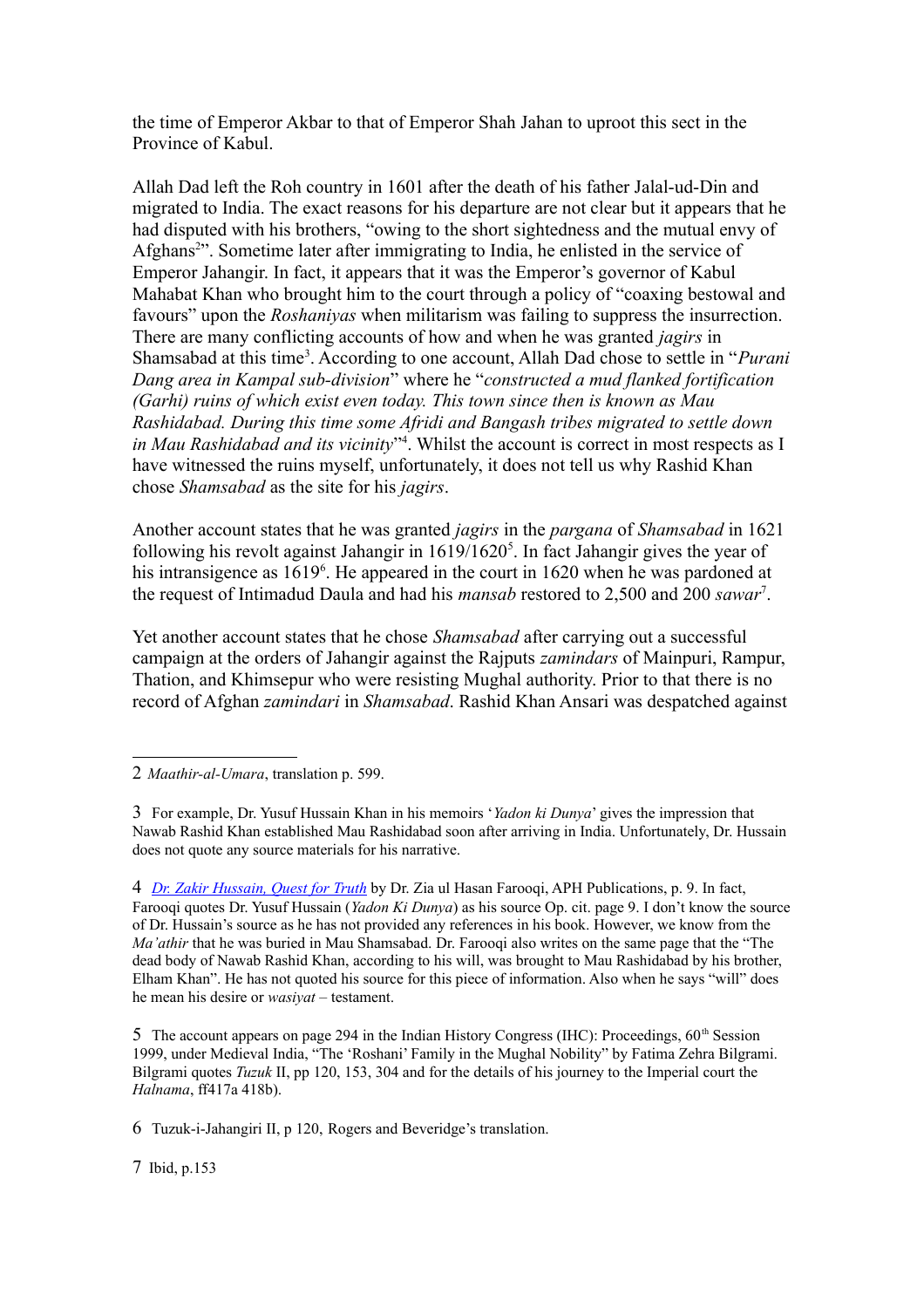the time of Emperor Akbar to that of Emperor Shah Jahan to uproot this sect in the Province of Kabul.

Allah Dad left the Roh country in 1601 after the death of his father Jalal-ud-Din and migrated to India. The exact reasons for his departure are not clear but it appears that he had disputed with his brothers, "owing to the short sightedness and the mutual envy of Afghans[2]". Sometime later after immigrating to India, he enlisted in the service of Emperor Jahangir. In fact, it appears that it was the Emperor's governor of Kabul Mahabat Khan who brought him to the court through a policy of "coaxing bestowal and favours" upon the *Roshaniyas* when militarism was failing to suppress the insurrection. There are many conflicting accounts of how and when he was granted *jagirs* in Shamsabad at this time[3]. According to one account, Allah Dad chose to settle in "*Purani Dang area in Kampal sub-division*" where he "*constructed a mud flanked fortification (Garhi) ruins of which exist even today. This town since then is known as Mau Rashidabad. During this time some Afridi and Bangash tribes migrated to settle down in Mau Rashidabad and its vicinity*"[4]. Whilst the account is correct in most respects as I have witnessed the ruins myself, unfortunately, it does not tell us why Rashid Khan chose *Shamsabad* as the site for his *jagirs*.

Another account states that he was granted *jagirs* in the *pargana* of *Shamsabad* in 1621 following his revolt against Jahangir in 1619/1620[5]. In fact Jahangir gives the year of his intransigence as 1619[6]. He appeared in the court in 1620 when he was pardoned at the request of Intimadud Daula and had his *mansab* restored to 2,500 and 200 *sawar*[7].

Yet another account states that he chose *Shamsabad* after carrying out a successful campaign at the orders of Jahangir against the Rajputs *zamindars* of Mainpuri, Rampur, Thation, and Khimsepur who were resisting Mughal authority. Prior to that there is no record of Afghan *zamindari* in *Shamsabad*. Rashid Khan Ansari was despatched against

---

2 *Maathir-al-Umara*, translation p. 599.

3 For example, Dr. Yusuf Hussain Khan in his memoirs '*Yadon ki Dunya*' gives the impression that Nawab Rashid Khan established Mau Rashidabad soon after arriving in India. Unfortunately, Dr. Hussain does not quote any source materials for his narrative.

4 [*Dr. Zakir Hussain, Quest for Truth*] by Dr. Zia ul Hasan Farooqi, APH Publications, p. 9. In fact, Farooqi quotes Dr. Yusuf Hussain (*Yadon Ki Dunya*) as his source Op. cit. page 9. I don't know the source of Dr. Hussain's source as he has not provided any references in his book. However, we know from the *Ma'athir* that he was buried in Mau Shamsabad. Dr. Farooqi also writes on the same page that the "The dead body of Nawab Rashid Khan, according to his will, was brought to Mau Rashidabad by his brother, Elham Khan". He has not quoted his source for this piece of information. Also when he says "will" does he mean his desire or *wasiyat* – testament.

5 The account appears on page 294 in the Indian History Congress (IHC): Proceedings, 60th Session 1999, under Medieval India, "The 'Roshani' Family in the Mughal Nobility" by Fatima Zehra Bilgrami. Bilgrami quotes *Tuzuk* II, pp 120, 153, 304 and for the details of his journey to the Imperial court the *Halnama*, ff417a 418b).

6 Tuzuk-i-Jahangiri II, p 120, Rogers and Beveridge's translation.

7 Ibid, p.153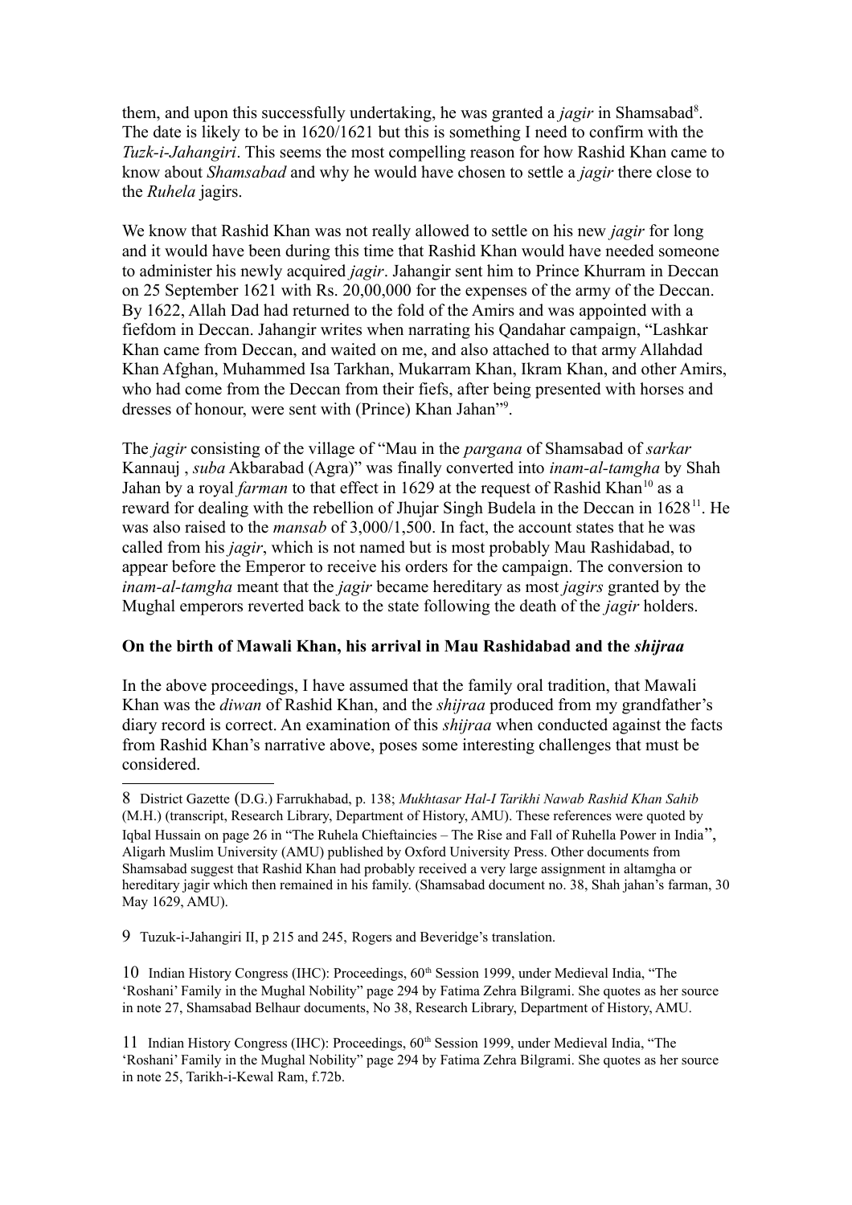them, and upon this successfully undertaking, he was granted a *jagir* in Shamsabad[8]. The date is likely to be in 1620/1621 but this is something I need to confirm with the *Tuzk-i-Jahangiri*. This seems the most compelling reason for how Rashid Khan came to know about *Shamsabad* and why he would have chosen to settle a *jagir* there close to the *Ruhela* jagirs.

We know that Rashid Khan was not really allowed to settle on his new *jagir* for long and it would have been during this time that Rashid Khan would have needed someone to administer his newly acquired *jagir*. Jahangir sent him to Prince Khurram in Deccan on 25 September 1621 with Rs. 20,00,000 for the expenses of the army of the Deccan. By 1622, Allah Dad had returned to the fold of the Amirs and was appointed with a fiefdom in Deccan. Jahangir writes when narrating his Qandahar campaign, "Lashkar Khan came from Deccan, and waited on me, and also attached to that army Allahdad Khan Afghan, Muhammed Isa Tarkhan, Mukarram Khan, Ikram Khan, and other Amirs, who had come from the Deccan from their fiefs, after being presented with horses and dresses of honour, were sent with (Prince) Khan Jahan"[9].

The *jagir* consisting of the village of "Mau in the *pargana* of Shamsabad of *sarkar* Kannauj , *suba* Akbarabad (Agra)" was finally converted into *inam-al-tamgha* by Shah Jahan by a royal *farman* to that effect in 1629 at the request of Rashid Khan[10] as a reward for dealing with the rebellion of Jhujar Singh Budela in the Deccan in 1628[11]. He was also raised to the *mansab* of 3,000/1,500. In fact, the account states that he was called from his *jagir*, which is not named but is most probably Mau Rashidabad, to appear before the Emperor to receive his orders for the campaign. The conversion to *inam-al-tamgha* meant that the *jagir* became hereditary as most *jagirs* granted by the Mughal emperors reverted back to the state following the death of the *jagir* holders.

**On the birth of Mawali Khan, his arrival in Mau Rashidabad and the *shijraa***

In the above proceedings, I have assumed that the family oral tradition, that Mawali Khan was the *diwan* of Rashid Khan, and the *shijraa* produced from my grandfather's diary record is correct. An examination of this *shijraa* when conducted against the facts from Rashid Khan's narrative above, poses some interesting challenges that must be considered.

---

8 District Gazette (D.G.) Farrukhabad, p. 138; *Mukhtasar Hal-I Tarikhi Nawab Rashid Khan Sahib* (M.H.) (transcript, Research Library, Department of History, AMU). These references were quoted by Iqbal Hussain on page 26 in "The Ruhela Chieftaincies – The Rise and Fall of Ruhella Power in India", Aligarh Muslim University (AMU) published by Oxford University Press. Other documents from Shamsabad suggest that Rashid Khan had probably received a very large assignment in altamgha or hereditary jagir which then remained in his family. (Shamsabad document no. 38, Shah jahan's farman, 30 May 1629, AMU).

9 Tuzuk-i-Jahangiri II, p 215 and 245, Rogers and Beveridge's translation.

10 Indian History Congress (IHC): Proceedings, 60th Session 1999, under Medieval India, "The 'Roshani' Family in the Mughal Nobility" page 294 by Fatima Zehra Bilgrami. She quotes as her source in note 27, Shamsabad Belhaur documents, No 38, Research Library, Department of History, AMU.

11 Indian History Congress (IHC): Proceedings, 60th Session 1999, under Medieval India, "The 'Roshani' Family in the Mughal Nobility" page 294 by Fatima Zehra Bilgrami. She quotes as her source in note 25, Tarikh-i-Kewal Ram, f.72b.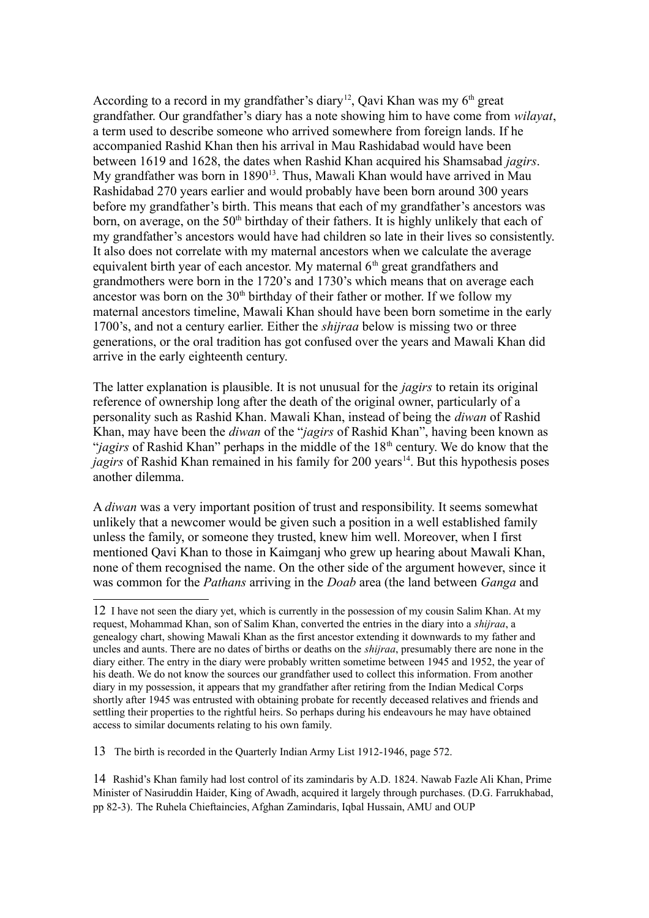According to a record in my grandfather's diary[12], Qavi Khan was my 6th great grandfather. Our grandfather's diary has a note showing him to have come from *wilayat*, a term used to describe someone who arrived somewhere from foreign lands. If he accompanied Rashid Khan then his arrival in Mau Rashidabad would have been between 1619 and 1628, the dates when Rashid Khan acquired his Shamsabad *jagirs*. My grandfather was born in 1890[13]. Thus, Mawali Khan would have arrived in Mau Rashidabad 270 years earlier and would probably have been born around 300 years before my grandfather's birth. This means that each of my grandfather's ancestors was born, on average, on the 50th birthday of their fathers. It is highly unlikely that each of my grandfather's ancestors would have had children so late in their lives so consistently. It also does not correlate with my maternal ancestors when we calculate the average equivalent birth year of each ancestor. My maternal 6th great grandfathers and grandmothers were born in the 1720's and 1730's which means that on average each ancestor was born on the 30th birthday of their father or mother. If we follow my maternal ancestors timeline, Mawali Khan should have been born sometime in the early 1700's, and not a century earlier. Either the *shijraa* below is missing two or three generations, or the oral tradition has got confused over the years and Mawali Khan did arrive in the early eighteenth century.

The latter explanation is plausible. It is not unusual for the *jagirs* to retain its original reference of ownership long after the death of the original owner, particularly of a personality such as Rashid Khan. Mawali Khan, instead of being the *diwan* of Rashid Khan, may have been the *diwan* of the "*jagirs* of Rashid Khan", having been known as "*jagirs* of Rashid Khan" perhaps in the middle of the 18th century. We do know that the *jagirs* of Rashid Khan remained in his family for 200 years[14]. But this hypothesis poses another dilemma.

A *diwan* was a very important position of trust and responsibility. It seems somewhat unlikely that a newcomer would be given such a position in a well established family unless the family, or someone they trusted, knew him well. Moreover, when I first mentioned Qavi Khan to those in Kaimganj who grew up hearing about Mawali Khan, none of them recognised the name. On the other side of the argument however, since it was common for the *Pathans* arriving in the *Doab* area (the land between *Ganga* and

---

12 I have not seen the diary yet, which is currently in the possession of my cousin Salim Khan. At my request, Mohammad Khan, son of Salim Khan, converted the entries in the diary into a *shijraa*, a genealogy chart, showing Mawali Khan as the first ancestor extending it downwards to my father and uncles and aunts. There are no dates of births or deaths on the *shijraa*, presumably there are none in the diary either. The entry in the diary were probably written sometime between 1945 and 1952, the year of his death. We do not know the sources our grandfather used to collect this information. From another diary in my possession, it appears that my grandfather after retiring from the Indian Medical Corps shortly after 1945 was entrusted with obtaining probate for recently deceased relatives and friends and settling their properties to the rightful heirs. So perhaps during his endeavours he may have obtained access to similar documents relating to his own family.

13 The birth is recorded in the Quarterly Indian Army List 1912-1946, page 572.

14 Rashid's Khan family had lost control of its zamindaris by A.D. 1824. Nawab Fazle Ali Khan, Prime Minister of Nasiruddin Haider, King of Awadh, acquired it largely through purchases. (D.G. Farrukhabad, pp 82-3). The Ruhela Chieftaincies, Afghan Zamindaris, Iqbal Hussain, AMU and OUP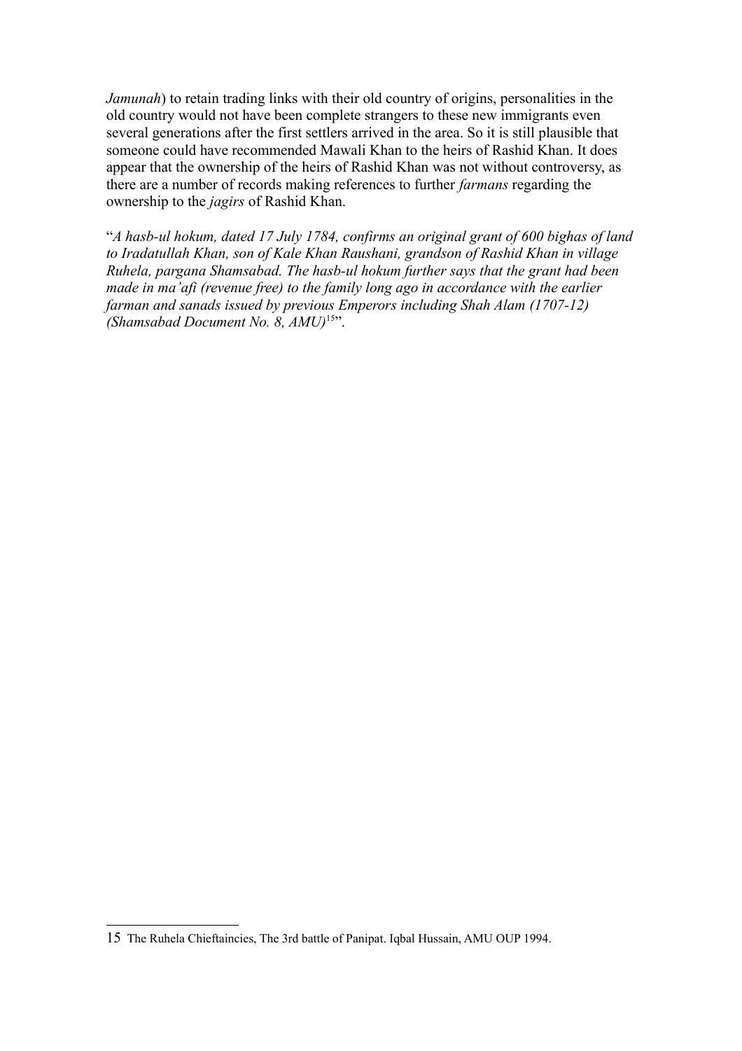*Jamunah*) to retain trading links with their old country of origins, personalities in the old country would not have been complete strangers to these new immigrants even several generations after the first settlers arrived in the area. So it is still plausible that someone could have recommended Mawali Khan to the heirs of Rashid Khan. It does appear that the ownership of the heirs of Rashid Khan was not without controversy, as there are a number of records making references to further *farmans* regarding the ownership to the *jagirs* of Rashid Khan.

"*A hasb-ul hokum, dated 17 July 1784, confirms an original grant of 600 bighas of land to Iradatullah Khan, son of Kale Khan Raushani, grandson of Rashid Khan in village Ruhela, pargana Shamsabad. The hasb-ul hokum further says that the grant had been made in ma'afi (revenue free) to the family long ago in accordance with the earlier farman and sanads issued by previous Emperors including Shah Alam (1707-12) (Shamsabad Document No. 8, AMU)*[15]".

---

15 The Ruhela Chieftaincies, The 3rd battle of Panipat. Iqbal Hussain, AMU OUP 1994.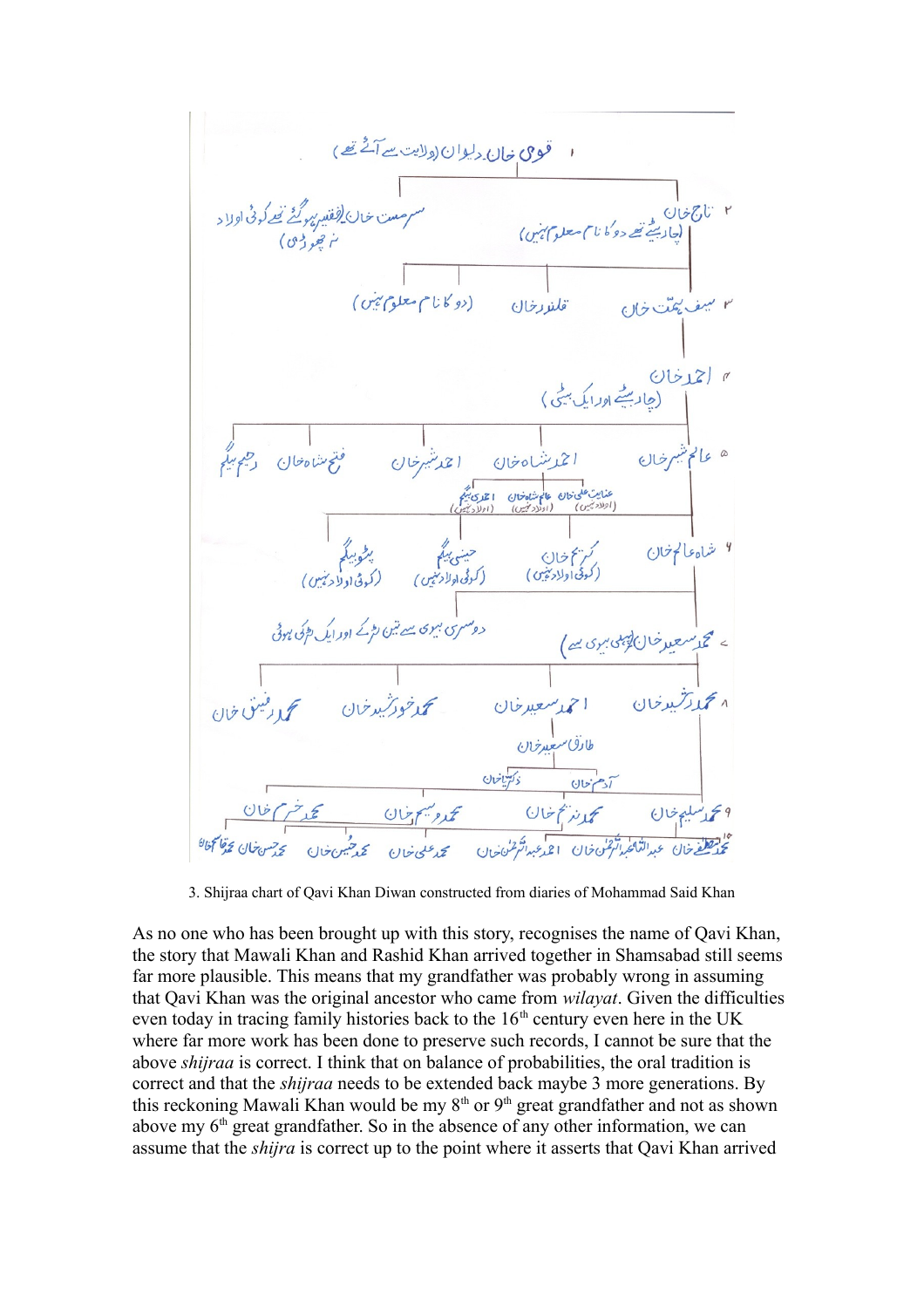۱ قوی خان دیوان (ولایت سے آئے تھے)

- سرمست خان (فقیر ہو گئے تھے کوئی اولاد نہ چھوڑی)
- ۲ تاج خان (چار بیٹے تھے دو کا نام معلوم نہیں)

۳ سیف ہمت خان — قلندر خان — (دو کا نام معلوم نہیں)

۴ احمد خان (چار بیٹے اور ایک بیٹی)

۵ عالم شیر خان — احمد شاہ خان — احمد شیر خان — فتح شاہ خان — رحیم بیگم

عنایت علی خان (اولاد نہیں) — عالم شاہ خان (اولاد نہیں) — اختری بیگم (اولاد نہیں)

۶ شاہ عالم خان — کرم خان (کوئی اولاد نہیں) — حسینی بیگم (کوئی اولاد نہیں) — پٹو بیگم (کوئی اولاد نہیں)

۷ محمد سعید خان (پہلی بیوی سے) — دوسری بیوی سے تین لڑکے اور ایک لڑکی ہوئی

۸ محمد رشید خان — احمد سعید خان — محمد خورشید خان — محمد رفیق خان

طارق سعید خان

آدم خان — ذکریا خان

۹ محمد سلیم خان — محمد ندیم خان — محمد وسیم خان — محمد خرم خان

۱۰ محمد مصطفی خان — عبداللہ — محمد الرحمن خان — احمد عبدالرحمن خان — محمد علی خان — محمد حسین خان — محمد حسن خان — محمد آغا خان

3. Shijraa chart of Qavi Khan Diwan constructed from diaries of Mohammad Said Khan

As no one who has been brought up with this story, recognises the name of Qavi Khan, the story that Mawali Khan and Rashid Khan arrived together in Shamsabad still seems far more plausible. This means that my grandfather was probably wrong in assuming that Qavi Khan was the original ancestor who came from *wilayat*. Given the difficulties even today in tracing family histories back to the 16th century even here in the UK where far more work has been done to preserve such records, I cannot be sure that the above *shijraa* is correct. I think that on balance of probabilities, the oral tradition is correct and that the *shijraa* needs to be extended back maybe 3 more generations. By this reckoning Mawali Khan would be my 8th or 9th great grandfather and not as shown above my 6th great grandfather. So in the absence of any other information, we can assume that the *shijra* is correct up to the point where it asserts that Qavi Khan arrived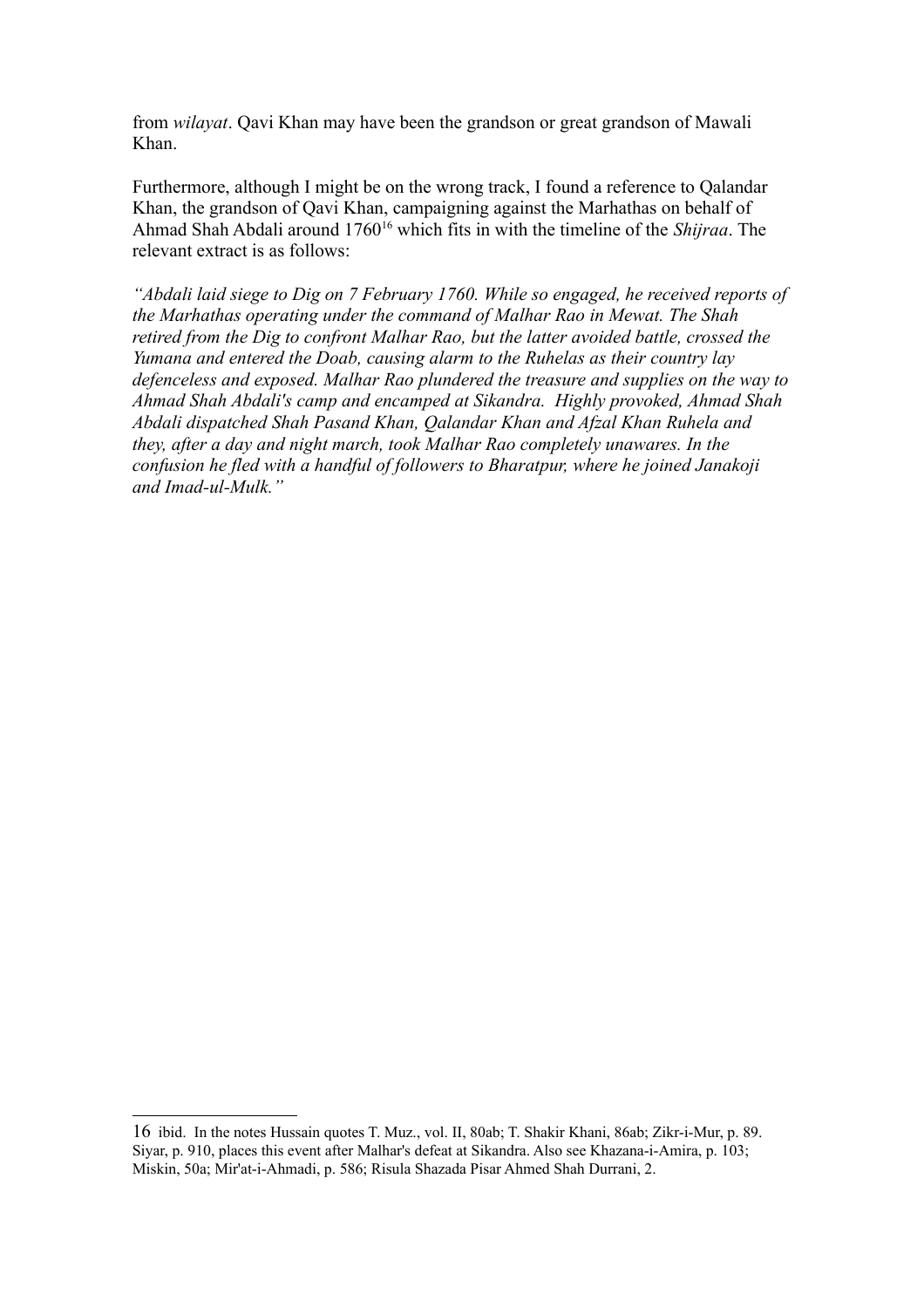from *wilayat*. Qavi Khan may have been the grandson or great grandson of Mawali Khan.

Furthermore, although I might be on the wrong track, I found a reference to Qalandar Khan, the grandson of Qavi Khan, campaigning against the Marhathas on behalf of Ahmad Shah Abdali around 1760[16] which fits in with the timeline of the *Shijraa*. The relevant extract is as follows:

*"Abdali laid siege to Dig on 7 February 1760. While so engaged, he received reports of the Marhathas operating under the command of Malhar Rao in Mewat. The Shah retired from the Dig to confront Malhar Rao, but the latter avoided battle, crossed the Yumana and entered the Doab, causing alarm to the Ruhelas as their country lay defenceless and exposed. Malhar Rao plundered the treasure and supplies on the way to Ahmad Shah Abdali's camp and encamped at Sikandra. Highly provoked, Ahmad Shah Abdali dispatched Shah Pasand Khan, Qalandar Khan and Afzal Khan Ruhela and they, after a day and night march, took Malhar Rao completely unawares. In the confusion he fled with a handful of followers to Bharatpur, where he joined Janakoji and Imad-ul-Mulk."*

---

16 ibid. In the notes Hussain quotes T. Muz., vol. II, 80ab; T. Shakir Khani, 86ab; Zikr-i-Mur, p. 89. Siyar, p. 910, places this event after Malhar's defeat at Sikandra. Also see Khazana-i-Amira, p. 103; Miskin, 50a; Mir'at-i-Ahmadi, p. 586; Risula Shazada Pisar Ahmed Shah Durrani, 2.